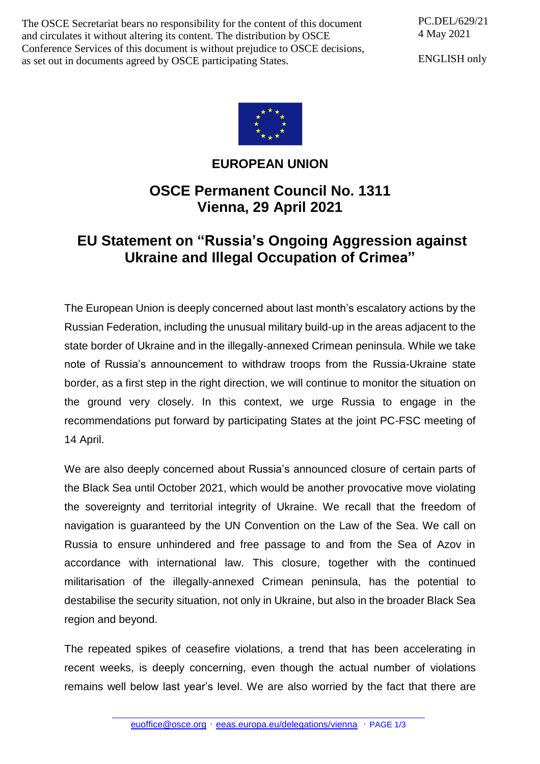The OSCE Secretariat bears no responsibility for the content of this document and circulates it without altering its content. The distribution by OSCE Conference Services of this document is without prejudice to OSCE decisions, as set out in documents agreed by OSCE participating States.

PC.DEL/629/21
4 May 2021

ENGLISH only

# EUROPEAN UNION

## OSCE Permanent Council No. 1311
## Vienna, 29 April 2021

## EU Statement on "Russia's Ongoing Aggression against Ukraine and Illegal Occupation of Crimea"

The European Union is deeply concerned about last month's escalatory actions by the Russian Federation, including the unusual military build-up in the areas adjacent to the state border of Ukraine and in the illegally-annexed Crimean peninsula. While we take note of Russia's announcement to withdraw troops from the Russia-Ukraine state border, as a first step in the right direction, we will continue to monitor the situation on the ground very closely. In this context, we urge Russia to engage in the recommendations put forward by participating States at the joint PC-FSC meeting of 14 April.

We are also deeply concerned about Russia's announced closure of certain parts of the Black Sea until October 2021, which would be another provocative move violating the sovereignty and territorial integrity of Ukraine. We recall that the freedom of navigation is guaranteed by the UN Convention on the Law of the Sea. We call on Russia to ensure unhindered and free passage to and from the Sea of Azov in accordance with international law. This closure, together with the continued militarisation of the illegally-annexed Crimean peninsula, has the potential to destabilise the security situation, not only in Ukraine, but also in the broader Black Sea region and beyond.

The repeated spikes of ceasefire violations, a trend that has been accelerating in recent weeks, is deeply concerning, even though the actual number of violations remains well below last year's level. We are also worried by the fact that there are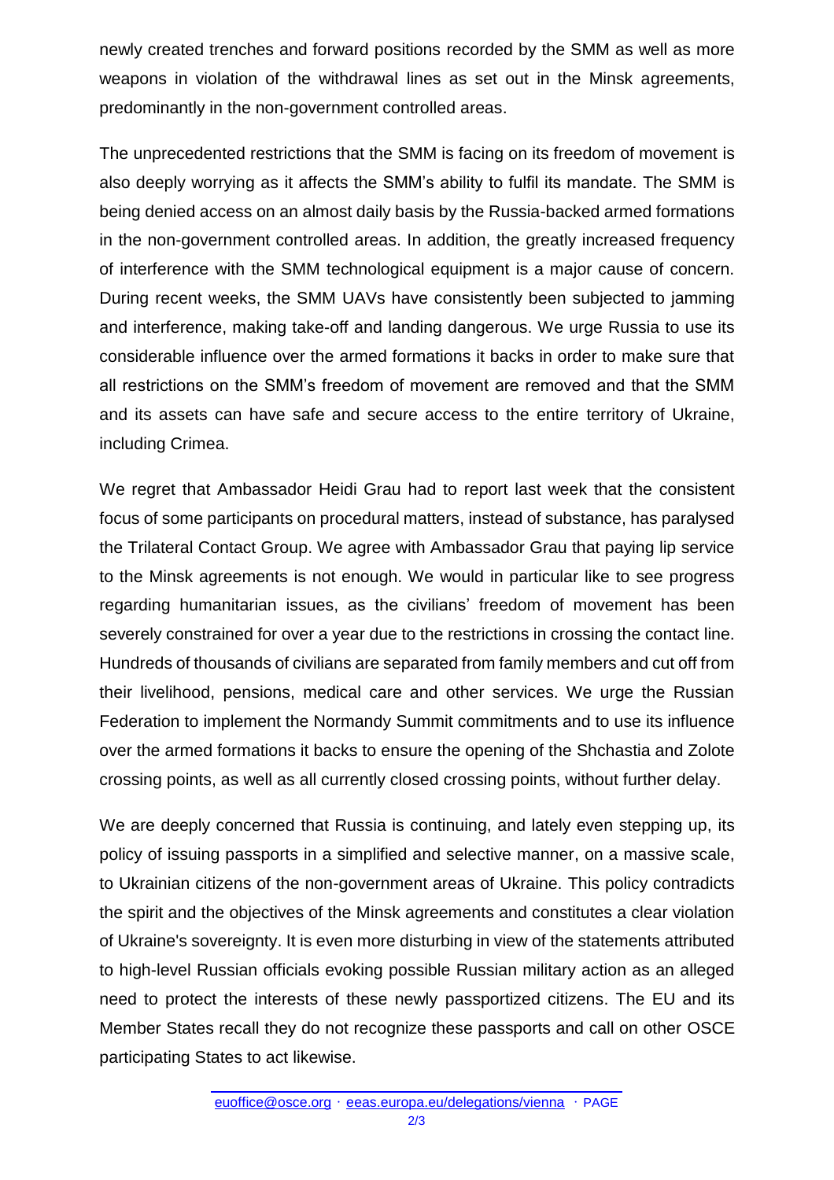newly created trenches and forward positions recorded by the SMM as well as more weapons in violation of the withdrawal lines as set out in the Minsk agreements, predominantly in the non-government controlled areas.

The unprecedented restrictions that the SMM is facing on its freedom of movement is also deeply worrying as it affects the SMM's ability to fulfil its mandate. The SMM is being denied access on an almost daily basis by the Russia-backed armed formations in the non-government controlled areas. In addition, the greatly increased frequency of interference with the SMM technological equipment is a major cause of concern. During recent weeks, the SMM UAVs have consistently been subjected to jamming and interference, making take-off and landing dangerous. We urge Russia to use its considerable influence over the armed formations it backs in order to make sure that all restrictions on the SMM's freedom of movement are removed and that the SMM and its assets can have safe and secure access to the entire territory of Ukraine, including Crimea.

We regret that Ambassador Heidi Grau had to report last week that the consistent focus of some participants on procedural matters, instead of substance, has paralysed the Trilateral Contact Group. We agree with Ambassador Grau that paying lip service to the Minsk agreements is not enough. We would in particular like to see progress regarding humanitarian issues, as the civilians' freedom of movement has been severely constrained for over a year due to the restrictions in crossing the contact line. Hundreds of thousands of civilians are separated from family members and cut off from their livelihood, pensions, medical care and other services. We urge the Russian Federation to implement the Normandy Summit commitments and to use its influence over the armed formations it backs to ensure the opening of the Shchastia and Zolote crossing points, as well as all currently closed crossing points, without further delay.

We are deeply concerned that Russia is continuing, and lately even stepping up, its policy of issuing passports in a simplified and selective manner, on a massive scale, to Ukrainian citizens of the non-government areas of Ukraine. This policy contradicts the spirit and the objectives of the Minsk agreements and constitutes a clear violation of Ukraine's sovereignty. It is even more disturbing in view of the statements attributed to high-level Russian officials evoking possible Russian military action as an alleged need to protect the interests of these newly passportized citizens. The EU and its Member States recall they do not recognize these passports and call on other OSCE participating States to act likewise.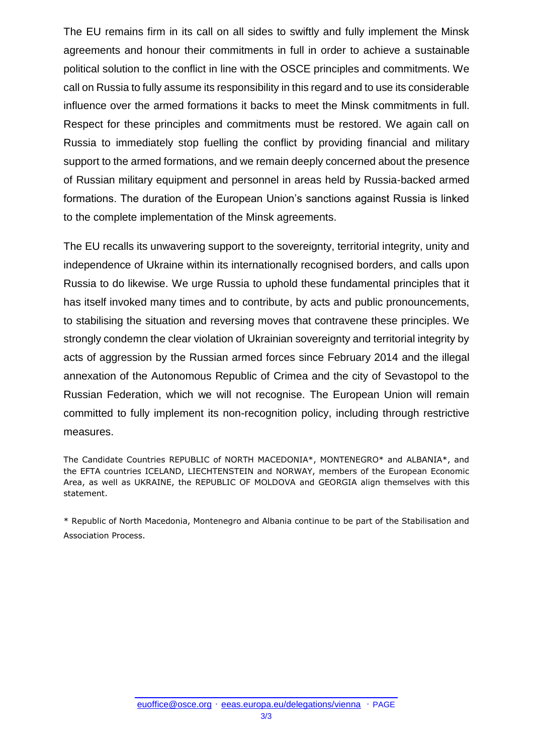The EU remains firm in its call on all sides to swiftly and fully implement the Minsk agreements and honour their commitments in full in order to achieve a sustainable political solution to the conflict in line with the OSCE principles and commitments. We call on Russia to fully assume its responsibility in this regard and to use its considerable influence over the armed formations it backs to meet the Minsk commitments in full. Respect for these principles and commitments must be restored. We again call on Russia to immediately stop fuelling the conflict by providing financial and military support to the armed formations, and we remain deeply concerned about the presence of Russian military equipment and personnel in areas held by Russia-backed armed formations. The duration of the European Union's sanctions against Russia is linked to the complete implementation of the Minsk agreements.

The EU recalls its unwavering support to the sovereignty, territorial integrity, unity and independence of Ukraine within its internationally recognised borders, and calls upon Russia to do likewise. We urge Russia to uphold these fundamental principles that it has itself invoked many times and to contribute, by acts and public pronouncements, to stabilising the situation and reversing moves that contravene these principles. We strongly condemn the clear violation of Ukrainian sovereignty and territorial integrity by acts of aggression by the Russian armed forces since February 2014 and the illegal annexation of the Autonomous Republic of Crimea and the city of Sevastopol to the Russian Federation, which we will not recognise. The European Union will remain committed to fully implement its non-recognition policy, including through restrictive measures.

The Candidate Countries REPUBLIC of NORTH MACEDONIA*, MONTENEGRO* and ALBANIA*, and the EFTA countries ICELAND, LIECHTENSTEIN and NORWAY, members of the European Economic Area, as well as UKRAINE, the REPUBLIC OF MOLDOVA and GEORGIA align themselves with this statement.

* Republic of North Macedonia, Montenegro and Albania continue to be part of the Stabilisation and Association Process.